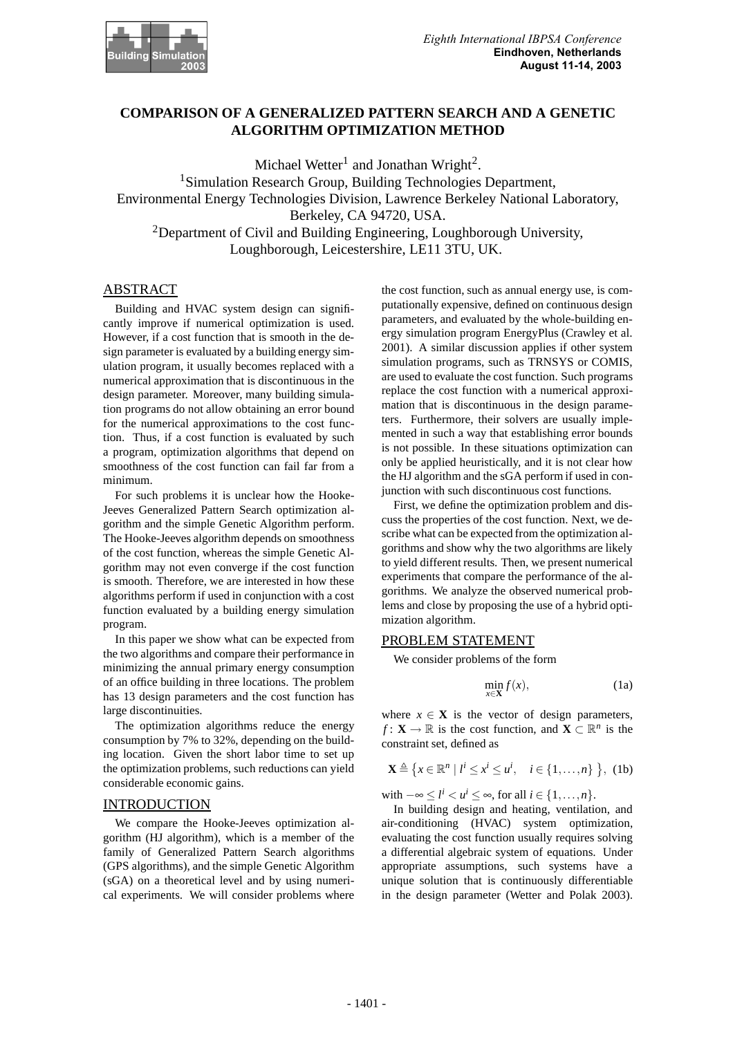# COMPARISON OF A GENERALIZED PATTERN SEARCH AND A GENETIC ALGORITHM OPTIMIZATION METHOD

Michael Wetter[1] and Jonathan Wright[2].

[1]Simulation Research Group, Building Technologies Department, Environmental Energy Technologies Division, Lawrence Berkeley National Laboratory, Berkeley, CA 94720, USA.

[2]Department of Civil and Building Engineering, Loughborough University, Loughborough, Leicestershire, LE11 3TU, UK.

## ABSTRACT

Building and HVAC system design can significantly improve if numerical optimization is used. However, if a cost function that is smooth in the design parameter is evaluated by a building energy simulation program, it usually becomes replaced with a numerical approximation that is discontinuous in the design parameter. Moreover, many building simulation programs do not allow obtaining an error bound for the numerical approximations to the cost function. Thus, if a cost function is evaluated by such a program, optimization algorithms that depend on smoothness of the cost function can fail far from a minimum.

For such problems it is unclear how the Hooke-Jeeves Generalized Pattern Search optimization algorithm and the simple Genetic Algorithm perform. The Hooke-Jeeves algorithm depends on smoothness of the cost function, whereas the simple Genetic Algorithm may not even converge if the cost function is smooth. Therefore, we are interested in how these algorithms perform if used in conjunction with a cost function evaluated by a building energy simulation program.

In this paper we show what can be expected from the two algorithms and compare their performance in minimizing the annual primary energy consumption of an office building in three locations. The problem has 13 design parameters and the cost function has large discontinuities.

The optimization algorithms reduce the energy consumption by 7% to 32%, depending on the building location. Given the short labor time to set up the optimization problems, such reductions can yield considerable economic gains.

## INTRODUCTION

We compare the Hooke-Jeeves optimization algorithm (HJ algorithm), which is a member of the family of Generalized Pattern Search algorithms (GPS algorithms), and the simple Genetic Algorithm (sGA) on a theoretical level and by using numerical experiments. We will consider problems where the cost function, such as annual energy use, is computationally expensive, defined on continuous design parameters, and evaluated by the whole-building energy simulation program EnergyPlus (Crawley et al. 2001). A similar discussion applies if other system simulation programs, such as TRNSYS or COMIS, are used to evaluate the cost function. Such programs replace the cost function with a numerical approximation that is discontinuous in the design parameters. Furthermore, their solvers are usually implemented in such a way that establishing error bounds is not possible. In these situations optimization can only be applied heuristically, and it is not clear how the HJ algorithm and the sGA perform if used in conjunction with such discontinuous cost functions.

First, we define the optimization problem and discuss the properties of the cost function. Next, we describe what can be expected from the optimization algorithms and show why the two algorithms are likely to yield different results. Then, we present numerical experiments that compare the performance of the algorithms. We analyze the observed numerical problems and close by proposing the use of a hybrid optimization algorithm.

## PROBLEM STATEMENT

We consider problems of the form

$$\min_{x \in \mathbf{X}} f(x), \tag{1a}$$

where $x \in \mathbf{X}$ is the vector of design parameters, $f \colon \mathbf{X} \to \mathbb{R}$ is the cost function, and $\mathbf{X} \subset \mathbb{R}^n$ is the constraint set, defined as

$$\mathbf{X} \triangleq \left\{ x \in \mathbb{R}^n \mid l^i \leq x^i \leq u^i, \quad i \in \{1, \ldots, n\} \right\}, \tag{1b}$$

with $-\infty \leq l^i < u^i \leq \infty$, for all $i \in \{1, \ldots, n\}$.

In building design and heating, ventilation, and air-conditioning (HVAC) system optimization, evaluating the cost function usually requires solving a differential algebraic system of equations. Under appropriate assumptions, such systems have a unique solution that is continuously differentiable in the design parameter (Wetter and Polak 2003).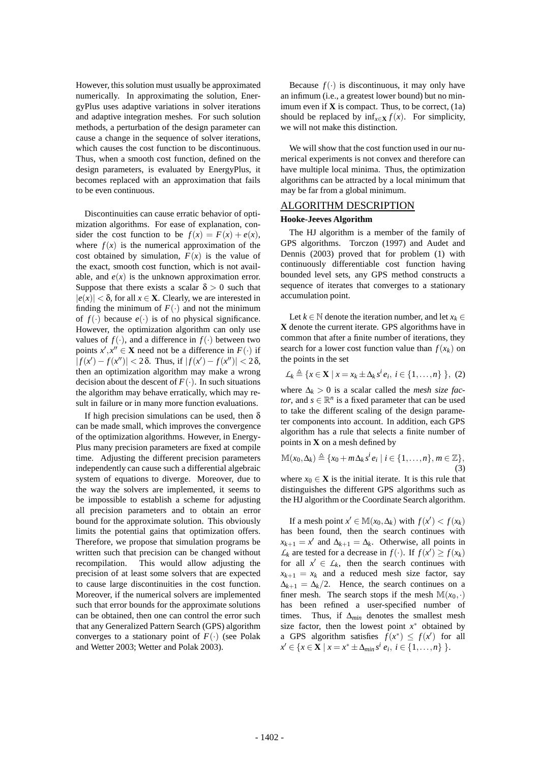However, this solution must usually be approximated numerically. In approximating the solution, EnergyPlus uses adaptive variations in solver iterations and adaptive integration meshes. For such solution methods, a perturbation of the design parameter can cause a change in the sequence of solver iterations, which causes the cost function to be discontinuous. Thus, when a smooth cost function, defined on the design parameters, is evaluated by EnergyPlus, it becomes replaced with an approximation that fails to be even continuous.

Discontinuities can cause erratic behavior of optimization algorithms. For ease of explanation, consider the cost function to be $f(x) = F(x) + e(x)$, where $f(x)$ is the numerical approximation of the cost obtained by simulation, $F(x)$ is the value of the exact, smooth cost function, which is not available, and $e(x)$ is the unknown approximation error. Suppose that there exists a scalar $\delta > 0$ such that $|e(x)| < \delta$, for all $x \in \mathbf{X}$. Clearly, we are interested in finding the minimum of $F(\cdot)$ and not the minimum of $f(\cdot)$ because $e(\cdot)$ is of no physical significance. However, the optimization algorithm can only use values of $f(\cdot)$, and a difference in $f(\cdot)$ between two points $x', x'' \in \mathbf{X}$ need not be a difference in $F(\cdot)$ if $|f(x') - f(x'')| < 2\delta$. Thus, if $|f(x') - f(x'')| < 2\delta$, then an optimization algorithm may make a wrong decision about the descent of $F(\cdot)$. In such situations the algorithm may behave erratically, which may result in failure or in many more function evaluations.

If high precision simulations can be used, then $\delta$ can be made small, which improves the convergence of the optimization algorithms. However, in EnergyPlus many precision parameters are fixed at compile time. Adjusting the different precision parameters independently can cause such a differential algebraic system of equations to diverge. Moreover, due to the way the solvers are implemented, it seems to be impossible to establish a scheme for adjusting all precision parameters and to obtain an error bound for the approximate solution. This obviously limits the potential gains that optimization offers. Therefore, we propose that simulation programs be written such that precision can be changed without recompilation. This would allow adjusting the precision of at least some solvers that are expected to cause large discontinuities in the cost function. Moreover, if the numerical solvers are implemented such that error bounds for the approximate solutions can be obtained, then one can control the error such that any Generalized Pattern Search (GPS) algorithm converges to a stationary point of $F(\cdot)$ (see Polak and Wetter 2003; Wetter and Polak 2003).

Because $f(\cdot)$ is discontinuous, it may only have an infimum (i.e., a greatest lower bound) but no minimum even if $\mathbf{X}$ is compact. Thus, to be correct, (1a) should be replaced by $\inf_{x \in \mathbf{X}} f(x)$. For simplicity, we will not make this distinction.

We will show that the cost function used in our numerical experiments is not convex and therefore can have multiple local minima. Thus, the optimization algorithms can be attracted by a local minimum that may be far from a global minimum.

## ALGORITHM DESCRIPTION

### Hooke-Jeeves Algorithm

The HJ algorithm is a member of the family of GPS algorithms. Torczon (1997) and Audet and Dennis (2003) proved that for problem (1) with continuously differentiable cost function having bounded level sets, any GPS method constructs a sequence of iterates that converges to a stationary accumulation point.

Let $k \in \mathbb{N}$ denote the iteration number, and let $x_k \in \mathbf{X}$ denote the current iterate. GPS algorithms have in common that after a finite number of iterations, they search for a lower cost function value than $f(x_k)$ on the points in the set

$$\mathcal{L}_k \triangleq \{x \in \mathbf{X} \mid x = x_k \pm \Delta_k s^i e_i,\ i \in \{1, \ldots, n\}\ \}, \quad (2)$$

where $\Delta_k > 0$ is a scalar called the *mesh size factor*, and $s \in \mathbb{R}^n$ is a fixed parameter that can be used to take the different scaling of the design parameter components into account. In addition, each GPS algorithm has a rule that selects a finite number of points in $\mathbf{X}$ on a mesh defined by

$$\mathbb{M}(x_0, \Delta_k) \triangleq \{x_0 + m \Delta_k s^i e_i \mid i \in \{1, \ldots, n\}, m \in \mathbb{Z}\}, \quad (3)$$

where $x_0 \in \mathbf{X}$ is the initial iterate. It is this rule that distinguishes the different GPS algorithms such as the HJ algorithm or the Coordinate Search algorithm.

If a mesh point $x' \in \mathbb{M}(x_0, \Delta_k)$ with $f(x') < f(x_k)$ has been found, then the search continues with $x_{k+1} = x'$ and $\Delta_{k+1} = \Delta_k$. Otherwise, all points in $\mathcal{L}_k$ are tested for a decrease in $f(\cdot)$. If $f(x') \geq f(x_k)$ for all $x' \in \mathcal{L}_k$, then the search continues with $x_{k+1} = x_k$ and a reduced mesh size factor, say $\Delta_{k+1} = \Delta_k/2$. Hence, the search continues on a finer mesh. The search stops if the mesh $\mathbb{M}(x_0, \cdot)$ has been refined a user-specified number of times. Thus, if $\Delta_{min}$ denotes the smallest mesh size factor, then the lowest point $x^*$ obtained by a GPS algorithm satisfies $f(x^*) \leq f(x')$ for all $x' \in \{x \in \mathbf{X} \mid x = x^* \pm \Delta_{min} s^i e_i,\ i \in \{1, \ldots, n\}\ \}$.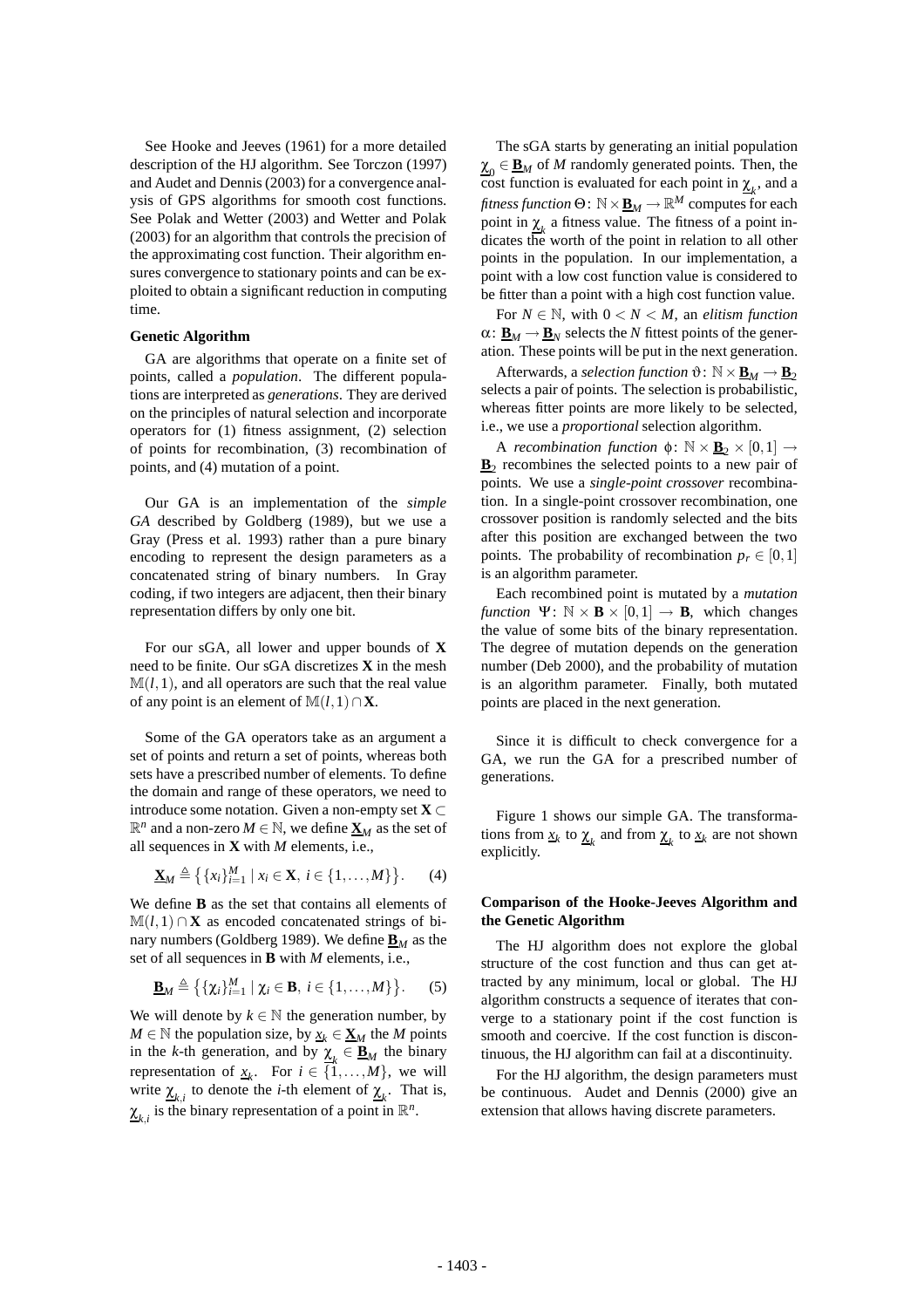See Hooke and Jeeves (1961) for a more detailed description of the HJ algorithm. See Torczon (1997) and Audet and Dennis (2003) for a convergence analysis of GPS algorithms for smooth cost functions. See Polak and Wetter (2003) and Wetter and Polak (2003) for an algorithm that controls the precision of the approximating cost function. Their algorithm ensures convergence to stationary points and can be exploited to obtain a significant reduction in computing time.

#### Genetic Algorithm

GA are algorithms that operate on a finite set of points, called a *population*. The different populations are interpreted as *generations*. They are derived on the principles of natural selection and incorporate operators for (1) fitness assignment, (2) selection of points for recombination, (3) recombination of points, and (4) mutation of a point.

Our GA is an implementation of the *simple GA* described by Goldberg (1989), but we use a Gray (Press et al. 1993) rather than a pure binary encoding to represent the design parameters as a concatenated string of binary numbers. In Gray coding, if two integers are adjacent, then their binary representation differs by only one bit.

For our sGA, all lower and upper bounds of $\mathbf{X}$ need to be finite. Our sGA discretizes $\mathbf{X}$ in the mesh $\mathbb{M}(l,1)$, and all operators are such that the real value of any point is an element of $\mathbb{M}(l,1) \cap \mathbf{X}$.

Some of the GA operators take as an argument a set of points and return a set of points, whereas both sets have a prescribed number of elements. To define the domain and range of these operators, we need to introduce some notation. Given a non-empty set $\mathbf{X} \subset \mathbb{R}^n$ and a non-zero $M \in \mathbb{N}$, we define $\underline{\mathbf{X}}_M$ as the set of all sequences in $\mathbf{X}$ with $M$ elements, i.e.,

$$\underline{\mathbf{X}}_M \triangleq \left\{ \{x_i\}_{i=1}^M \mid x_i \in \mathbf{X},\ i \in \{1,\ldots,M\} \right\}. \qquad (4)$$

We define $\mathbf{B}$ as the set that contains all elements of $\mathbb{M}(l,1) \cap \mathbf{X}$ as encoded concatenated strings of binary numbers (Goldberg 1989). We define $\underline{\mathbf{B}}_M$ as the set of all sequences in $\mathbf{B}$ with $M$ elements, i.e.,

$$\underline{\mathbf{B}}_M \triangleq \left\{ \{\chi_i\}_{i=1}^M \mid \chi_i \in \mathbf{B},\ i \in \{1,\ldots,M\} \right\}. \qquad (5)$$

We will denote by $k \in \mathbb{N}$ the generation number, by $M \in \mathbb{N}$ the population size, by $\underline{x}_k \in \underline{\mathbf{X}}_M$ the $M$ points in the $k$-th generation, and by $\underline{\chi}_k \in \underline{\mathbf{B}}_M$ the binary representation of $\underline{x}_k$. For $i \in \{1,\ldots,M\}$, we will write $\underline{\chi}_{k,i}$ to denote the $i$-th element of $\underline{\chi}_k$. That is, $\underline{\chi}_{k,i}$ is the binary representation of a point in $\mathbb{R}^n$.

The sGA starts by generating an initial population $\underline{\chi}_0 \in \underline{\mathbf{B}}_M$ of $M$ randomly generated points. Then, the cost function is evaluated for each point in $\underline{\chi}_k$, and a *fitness function* $\Theta\colon \mathbb{N} \times \underline{\mathbf{B}}_M \to \mathbb{R}^M$ computes for each point in $\underline{\chi}_k$ a fitness value. The fitness of a point indicates the worth of the point in relation to all other points in the population. In our implementation, a point with a low cost function value is considered to be fitter than a point with a high cost function value.

For $N \in \mathbb{N}$, with $0 < N < M$, an *elitism function* $\alpha\colon \underline{\mathbf{B}}_M \to \underline{\mathbf{B}}_N$ selects the $N$ fittest points of the generation. These points will be put in the next generation.

Afterwards, a *selection function* $\vartheta\colon \mathbb{N} \times \underline{\mathbf{B}}_M \to \underline{\mathbf{B}}_2$ selects a pair of points. The selection is probabilistic, whereas fitter points are more likely to be selected, i.e., we use a *proportional* selection algorithm.

A *recombination function* $\phi\colon \mathbb{N} \times \underline{\mathbf{B}}_2 \times [0,1] \to \underline{\mathbf{B}}_2$ recombines the selected points to a new pair of points. We use a *single-point crossover* recombination. In a single-point crossover recombination, one crossover position is randomly selected and the bits after this position are exchanged between the two points. The probability of recombination $p_r \in [0,1]$ is an algorithm parameter.

Each recombined point is mutated by a *mutation function* $\Psi\colon \mathbb{N} \times \mathbf{B} \times [0,1] \to \mathbf{B}$, which changes the value of some bits of the binary representation. The degree of mutation depends on the generation number (Deb 2000), and the probability of mutation is an algorithm parameter. Finally, both mutated points are placed in the next generation.

Since it is difficult to check convergence for a GA, we run the GA for a prescribed number of generations.

Figure 1 shows our simple GA. The transformations from $\underline{x}_k$ to $\underline{\chi}_k$ and from $\underline{\chi}_k$ to $\underline{x}_k$ are not shown explicitly.

#### Comparison of the Hooke-Jeeves Algorithm and the Genetic Algorithm

The HJ algorithm does not explore the global structure of the cost function and thus can get attracted by any minimum, local or global. The HJ algorithm constructs a sequence of iterates that converge to a stationary point if the cost function is smooth and coercive. If the cost function is discontinuous, the HJ algorithm can fail at a discontinuity.

For the HJ algorithm, the design parameters must be continuous. Audet and Dennis (2000) give an extension that allows having discrete parameters.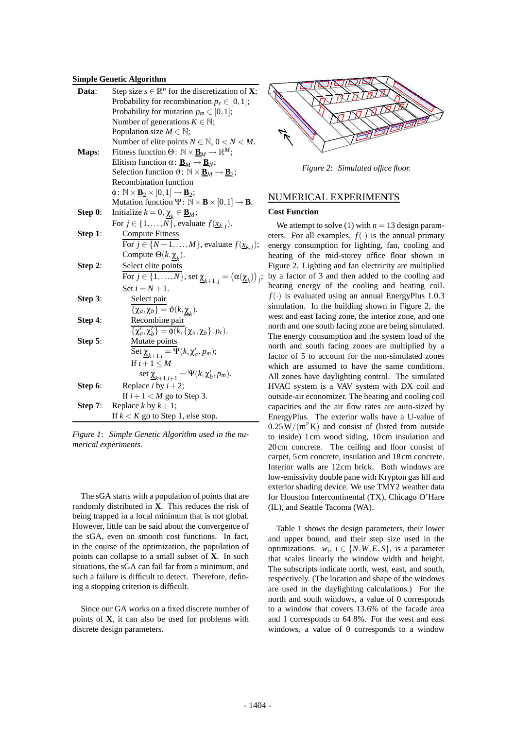**Simple Genetic Algorithm**

| | |
|---|---|
| **Data**: | Step size $s \in \mathbb{R}^n$ for the discretization of $\mathbf{X}$; |
| | Probability for recombination $p_r \in [0,1]$; |
| | Probability for mutation $p_m \in [0,1]$; |
| | Number of generations $K \in \mathbb{N}$; |
| | Population size $M \in \mathbb{N}$; |
| | Number of elite points $N \in \mathbb{N}$, $0 < N < M$. |
| **Maps**: | Fitness function $\Theta\colon \mathbb{N} \times \underline{\mathbf{B}}_M \to \mathbb{R}^M$; |
| | Elitism function $\alpha\colon \underline{\mathbf{B}}_M \to \underline{\mathbf{B}}_N$; |
| | Selection function $\vartheta\colon \mathbb{N} \times \underline{\mathbf{B}}_M \to \underline{\mathbf{B}}_2$; |
| | Recombination function |
| | $\phi\colon \mathbb{N} \times \underline{\mathbf{B}}_2 \times [0,1] \to \underline{\mathbf{B}}_2$; |
| | Mutation function $\Psi\colon \mathbb{N} \times \mathbf{B} \times [0,1] \to \mathbf{B}$. |
| **Step 0**: | Initialize $k = 0$, $\underline{\chi}_k \in \underline{\mathbf{B}}_M$; |
| | For $j \in \{1, \ldots, N\}$, evaluate $f(\underline{x}_{k,j})$. |
| **Step 1**: | Compute Fitness |
| | For $j \in \{N+1, \ldots, M\}$, evaluate $f(\underline{x}_{k,j})$; |
| | Compute $\Theta(k, \underline{\chi}_k)$. |
| **Step 2**: | Select elite points |
| | For $j \in \{1, \ldots, N\}$, set $\underline{\chi}_{k+1,j} = \big(\alpha(\underline{\chi}_k)\big)_j$; |
| | Set $i = N+1$. |
| **Step 3**: | Select pair |
| | $\{\chi_a, \chi_b\} = \vartheta(k, \underline{\chi}_k)$. |
| **Step 4**: | Recombine pair |
| | $\{\chi'_a, \chi'_b\} = \phi(k, \{\chi_a, \chi_b\}, p_r)$. |
| **Step 5**: | Mutate points |
| | Set $\underline{\chi}_{k+1,i} = \Psi(k, \chi'_a, p_m)$; |
| | If $i+1 \leq M$ |
| | set $\underline{\chi}_{k+1,i+1} = \Psi(k, \chi'_b, p_m)$. |
| **Step 6**: | Replace $i$ by $i+2$; |
| | If $i+1 < M$ go to Step 3. |
| **Step 7**: | Replace $k$ by $k+1$; |
| | If $k < K$ go to Step 1, else stop. |

*Figure 1: Simple Genetic Algorithm used in the numerical experiments.*

The sGA starts with a population of points that are randomly distributed in $\mathbf{X}$. This reduces the risk of being trapped in a local minimum that is not global. However, little can be said about the convergence of the sGA, even on smooth cost functions. In fact, in the course of the optimization, the population of points can collapse to a small subset of $\mathbf{X}$. In such situations, the sGA can fail far from a minimum, and such a failure is difficult to detect. Therefore, defining a stopping criterion is difficult.

Since our GA works on a fixed discrete number of points of $\mathbf{X}$, it can also be used for problems with discrete design parameters.

*Figure 2: Simulated office floor.*

## NUMERICAL EXPERIMENTS

### Cost Function

We attempt to solve (1) with $n = 13$ design parameters. For all examples, $f(\cdot)$ is the annual primary energy consumption for lighting, fan, cooling and heating of the mid-storey office floor shown in Figure 2. Lighting and fan electricity are multiplied by a factor of 3 and then added to the cooling and heating energy of the cooling and heating coil. $f(\cdot)$ is evaluated using an annual EnergyPlus 1.0.3 simulation. In the building shown in Figure 2, the west and east facing zone, the interior zone, and one north and one south facing zone are being simulated. The energy consumption and the system load of the north and south facing zones are multiplied by a factor of 5 to account for the non-simulated zones which are assumed to have the same conditions. All zones have daylighting control. The simulated HVAC system is a VAV system with DX coil and outside-air economizer. The heating and cooling coil capacities and the air flow rates are auto-sized by EnergyPlus. The exterior walls have a U-value of $0.25\,\mathrm{W}/(\mathrm{m}^2\,\mathrm{K})$ and consist of (listed from outside to inside) 1 cm wood siding, 10 cm insulation and 20 cm concrete. The ceiling and floor consist of carpet, 5 cm concrete, insulation and 18 cm concrete. Interior walls are 12 cm brick. Both windows are low-emissivity double pane with Krypton gas fill and exterior shading device. We use TMY2 weather data for Houston Intercontinental (TX), Chicago O'Hare (IL), and Seattle Tacoma (WA).

Table 1 shows the design parameters, their lower and upper bound, and their step size used in the optimizations. $w_i$, $i \in \{N, W, E, S\}$, is a parameter that scales linearly the window width and height. The subscripts indicate north, west, east, and south, respectively. (The location and shape of the windows are used in the daylighting calculations.) For the north and south windows, a value of 0 corresponds to a window that covers 13.6% of the facade area and 1 corresponds to 64.8%. For the west and east windows, a value of 0 corresponds to a window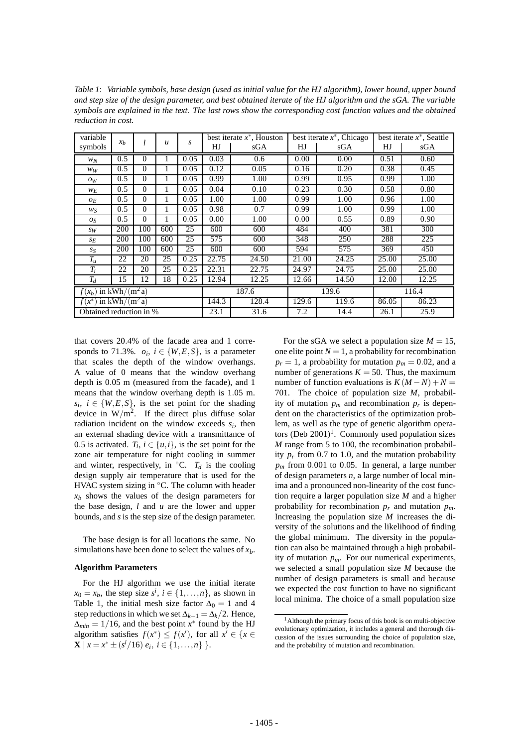*Table 1: Variable symbols, base design (used as initial value for the HJ algorithm), lower bound, upper bound and step size of the design parameter, and best obtained iterate of the HJ algorithm and the sGA. The variable symbols are explained in the text. The last rows show the corresponding cost function values and the obtained reduction in cost.*

| variable symbols | $x_b$ | $l$ | $u$ | $s$ | best iterate $x^*$, Houston | | best iterate $x^*$, Chicago | | best iterate $x^*$, Seattle | |
|---|---|---|---|---|---|---|---|---|---|---|
| | | | | | HJ | sGA | HJ | sGA | HJ | sGA |
| $w_N$ | 0.5 | 0 | 1 | 0.05 | 0.03 | 0.6 | 0.00 | 0.00 | 0.51 | 0.60 |
| $w_W$ | 0.5 | 0 | 1 | 0.05 | 0.12 | 0.05 | 0.16 | 0.20 | 0.38 | 0.45 |
| $o_W$ | 0.5 | 0 | 1 | 0.05 | 0.99 | 1.00 | 0.99 | 0.95 | 0.99 | 1.00 |
| $w_E$ | 0.5 | 0 | 1 | 0.05 | 0.04 | 0.10 | 0.23 | 0.30 | 0.58 | 0.80 |
| $o_E$ | 0.5 | 0 | 1 | 0.05 | 1.00 | 1.00 | 0.99 | 1.00 | 0.96 | 1.00 |
| $w_S$ | 0.5 | 0 | 1 | 0.05 | 0.98 | 0.7 | 0.99 | 1.00 | 0.99 | 1.00 |
| $o_S$ | 0.5 | 0 | 1 | 0.05 | 0.00 | 1.00 | 0.00 | 0.55 | 0.89 | 0.90 |
| $s_W$ | 200 | 100 | 600 | 25 | 600 | 600 | 484 | 400 | 381 | 300 |
| $s_E$ | 200 | 100 | 600 | 25 | 575 | 600 | 348 | 250 | 288 | 225 |
| $s_S$ | 200 | 100 | 600 | 25 | 600 | 600 | 594 | 575 | 369 | 450 |
| $T_u$ | 22 | 20 | 25 | 0.25 | 22.75 | 24.50 | 21.00 | 24.25 | 25.00 | 25.00 |
| $T_i$ | 22 | 20 | 25 | 0.25 | 22.31 | 22.75 | 24.97 | 24.75 | 25.00 | 25.00 |
| $T_d$ | 15 | 12 | 18 | 0.25 | 12.94 | 12.25 | 12.66 | 14.50 | 12.00 | 12.25 |
| $f(x_b)$ in kWh/(m$^2$ a) | | | | | 187.6 | | 139.6 | | 116.4 | |
| $f(x^*)$ in kWh/(m$^2$ a) | | | | | 144.3 | 128.4 | 129.6 | 119.6 | 86.05 | 86.23 |
| Obtained reduction in % | | | | | 23.1 | 31.6 | 7.2 | 14.4 | 26.1 | 25.9 |

that covers 20.4% of the facade area and 1 corresponds to 71.3%. $o_i$, $i \in \{W,E,S\}$, is a parameter that scales the depth of the window overhangs. A value of 0 means that the window overhang depth is 0.05 m (measured from the facade), and 1 means that the window overhang depth is 1.05 m. $s_i$, $i \in \{W,E,S\}$, is the set point for the shading device in W/m$^2$. If the direct plus diffuse solar radiation incident on the window exceeds $s_i$, then an external shading device with a transmittance of 0.5 is activated. $T_i$, $i \in \{u,i\}$, is the set point for the zone air temperature for night cooling in summer and winter, respectively, in °C. $T_d$ is the cooling design supply air temperature that is used for the HVAC system sizing in °C. The column with header $x_b$ shows the values of the design parameters for the base design, $l$ and $u$ are the lower and upper bounds, and $s$ is the step size of the design parameter.

The base design is for all locations the same. No simulations have been done to select the values of $x_b$.

**Algorithm Parameters**

For the HJ algorithm we use the initial iterate $x_0 = x_b$, the step size $s^i$, $i \in \{1,\ldots,n\}$, as shown in Table 1, the initial mesh size factor $\Delta_0 = 1$ and 4 step reductions in which we set $\Delta_{k+1} = \Delta_k/2$. Hence, $\Delta_{min} = 1/16$, and the best point $x^*$ found by the HJ algorithm satisfies $f(x^*) \leq f(x')$, for all $x' \in \{x \in \mathbf{X} \mid x = x^* \pm (s^i/16)\, e_i,\ i \in \{1,\ldots,n\}\ \}$.

For the sGA we select a population size $M = 15$, one elite point $N = 1$, a probability for recombination $p_r = 1$, a probability for mutation $p_m = 0.02$, and a number of generations $K = 50$. Thus, the maximum number of function evaluations is $K(M-N)+N = 701$. The choice of population size $M$, probability of mutation $p_m$ and recombination $p_r$ is dependent on the characteristics of the optimization problem, as well as the type of genetic algorithm operators (Deb 2001)[1]. Commonly used population sizes $M$ range from 5 to 100, the recombination probability $p_r$ from 0.7 to 1.0, and the mutation probability $p_m$ from 0.001 to 0.05. In general, a large number of design parameters $n$, a large number of local minima and a pronounced non-linearity of the cost function require a larger population size $M$ and a higher probability for recombination $p_r$ and mutation $p_m$. Increasing the population size $M$ increases the diversity of the solutions and the likelihood of finding the global minimum. The diversity in the population can also be maintained through a high probability of mutation $p_m$. For our numerical experiments, we selected a small population size $M$ because the number of design parameters is small and because we expected the cost function to have no significant local minima. The choice of a small population size

[1] Although the primary focus of this book is on multi-objective evolutionary optimization, it includes a general and thorough discussion of the issues surrounding the choice of population size, and the probability of mutation and recombination.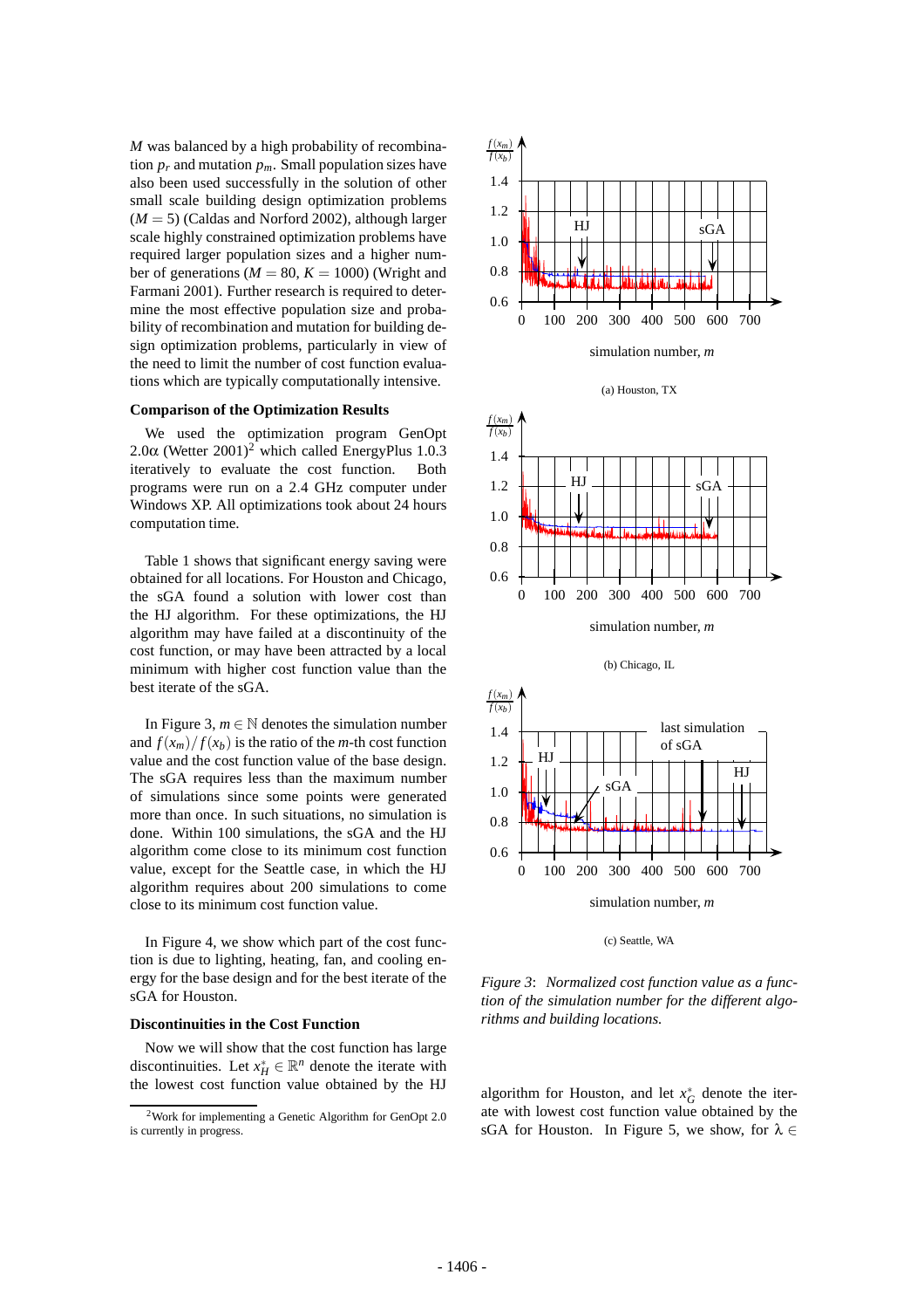$M$ was balanced by a high probability of recombination $p_r$ and mutation $p_m$. Small population sizes have also been used successfully in the solution of other small scale building design optimization problems ($M = 5$) (Caldas and Norford 2002), although larger scale highly constrained optimization problems have required larger population sizes and a higher number of generations ($M = 80$, $K = 1000$) (Wright and Farmani 2001). Further research is required to determine the most effective population size and probability of recombination and mutation for building design optimization problems, particularly in view of the need to limit the number of cost function evaluations which are typically computationally intensive.

### Comparison of the Optimization Results

We used the optimization program GenOpt 2.0α (Wetter 2001)[2] which called EnergyPlus 1.0.3 iteratively to evaluate the cost function. Both programs were run on a 2.4 GHz computer under Windows XP. All optimizations took about 24 hours computation time.

Table 1 shows that significant energy saving were obtained for all locations. For Houston and Chicago, the sGA found a solution with lower cost than the HJ algorithm. For these optimizations, the HJ algorithm may have failed at a discontinuity of the cost function, or may have been attracted by a local minimum with higher cost function value than the best iterate of the sGA.

In Figure 3, $m \in \mathbb{N}$ denotes the simulation number and $f(x_m)/f(x_b)$ is the ratio of the $m$-th cost function value and the cost function value of the base design. The sGA requires less than the maximum number of simulations since some points were generated more than once. In such situations, no simulation is done. Within 100 simulations, the sGA and the HJ algorithm come close to its minimum cost function value, except for the Seattle case, in which the HJ algorithm requires about 200 simulations to come close to its minimum cost function value.

In Figure 4, we show which part of the cost function is due to lighting, heating, fan, and cooling energy for the base design and for the best iterate of the sGA for Houston.

### Discontinuities in the Cost Function

Now we will show that the cost function has large discontinuities. Let $x_H^* \in \mathbb{R}^n$ denote the iterate with the lowest cost function value obtained by the HJ algorithm for Houston, and let $x_G^*$ denote the iterate with lowest cost function value obtained by the sGA for Houston. In Figure 5, we show, for $\lambda \in$

(a) Houston, TX

(b) Chicago, IL

(c) Seattle, WA

*Figure 3: Normalized cost function value as a function of the simulation number for the different algorithms and building locations.*

[2] Work for implementing a Genetic Algorithm for GenOpt 2.0 is currently in progress.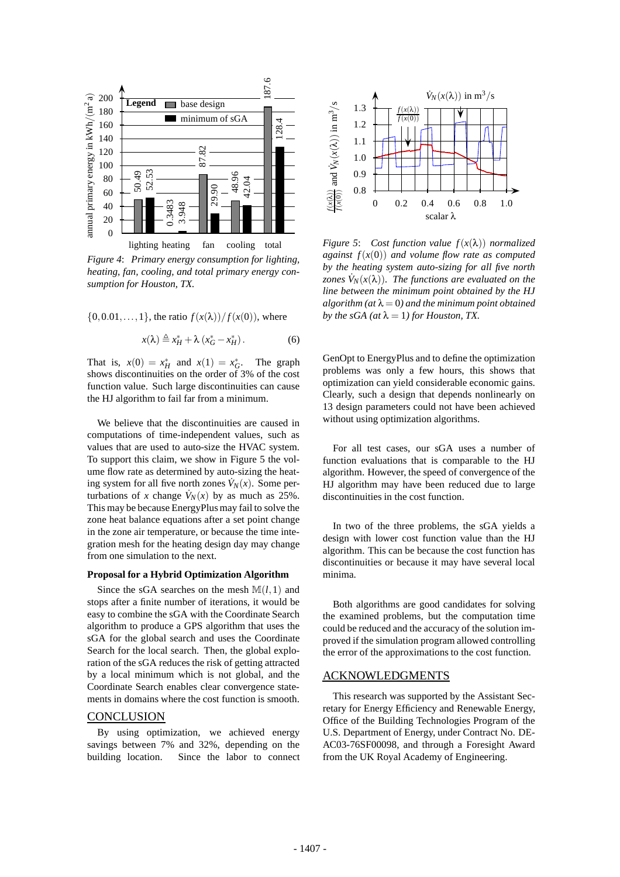*Figure 4*: *Primary energy consumption for lighting, heating, fan, cooling, and total primary energy consumption for Houston, TX.*

$\{0, 0.01, \ldots, 1\}$, the ratio $f(x(\lambda))/f(x(0))$, where

$$x(\lambda) \triangleq x_H^* + \lambda\,(x_G^* - x_H^*). \tag{6}$$

That is, $x(0) = x_H^*$ and $x(1) = x_G^*$. The graph shows discontinuities on the order of 3% of the cost function value. Such large discontinuities can cause the HJ algorithm to fail far from a minimum.

We believe that the discontinuities are caused in computations of time-independent values, such as values that are used to auto-size the HVAC system. To support this claim, we show in Figure 5 the volume flow rate as determined by auto-sizing the heating system for all five north zones $\dot{V}_N(x)$. Some perturbations of $x$ change $\dot{V}_N(x)$ by as much as 25%. This may be because EnergyPlus may fail to solve the zone heat balance equations after a set point change in the zone air temperature, or because the time integration mesh for the heating design day may change from one simulation to the next.

### Proposal for a Hybrid Optimization Algorithm

Since the sGA searches on the mesh $\mathbb{M}(l, 1)$ and stops after a finite number of iterations, it would be easy to combine the sGA with the Coordinate Search algorithm to produce a GPS algorithm that uses the sGA for the global search and uses the Coordinate Search for the local search. Then, the global exploration of the sGA reduces the risk of getting attracted by a local minimum which is not global, and the Coordinate Search enables clear convergence statements in domains where the cost function is smooth.

## CONCLUSION

By using optimization, we achieved energy savings between 7% and 32%, depending on the building location. Since the labor to connect GenOpt to EnergyPlus and to define the optimization problems was only a few hours, this shows that optimization can yield considerable economic gains. Clearly, such a design that depends nonlinearly on 13 design parameters could not have been achieved without using optimization algorithms.

For all test cases, our sGA uses a number of function evaluations that is comparable to the HJ algorithm. However, the speed of convergence of the HJ algorithm may have been reduced due to large discontinuities in the cost function.

In two of the three problems, the sGA yields a design with lower cost function value than the HJ algorithm. This can be because the cost function has discontinuities or because it may have several local minima.

Both algorithms are good candidates for solving the examined problems, but the computation time could be reduced and the accuracy of the solution improved if the simulation program allowed controlling the error of the approximations to the cost function.

*Figure 5*: *Cost function value $f(x(\lambda))$ normalized against $f(x(0))$ and volume flow rate as computed by the heating system auto-sizing for all five north zones $\dot{V}_N(x(\lambda))$. The functions are evaluated on the line between the minimum point obtained by the HJ algorithm (at $\lambda = 0$) and the minimum point obtained by the sGA (at $\lambda = 1$) for Houston, TX.*

## ACKNOWLEDGMENTS

This research was supported by the Assistant Secretary for Energy Efficiency and Renewable Energy, Office of the Building Technologies Program of the U.S. Department of Energy, under Contract No. DE-AC03-76SF00098, and through a Foresight Award from the UK Royal Academy of Engineering.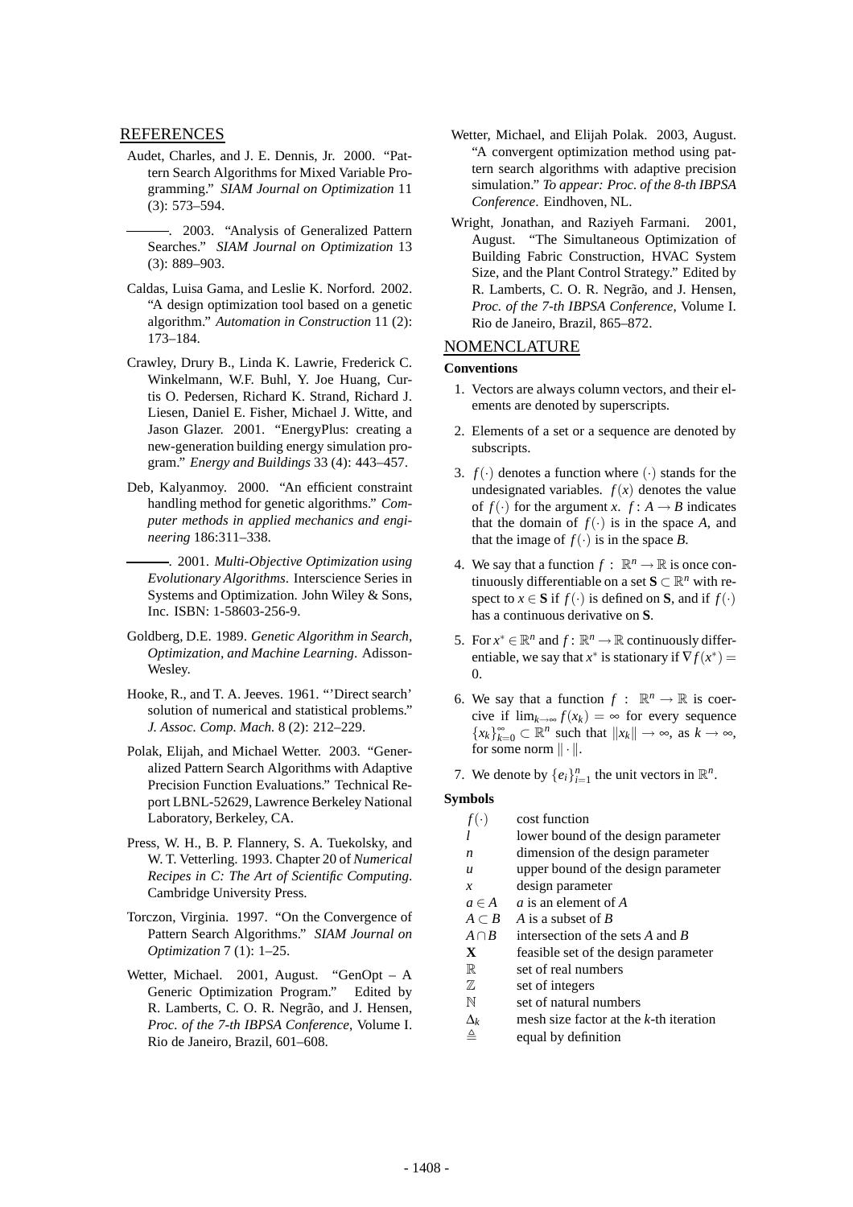## REFERENCES

Audet, Charles, and J. E. Dennis, Jr. 2000. "Pattern Search Algorithms for Mixed Variable Programming." *SIAM Journal on Optimization* 11 (3): 573–594.

———. 2003. "Analysis of Generalized Pattern Searches." *SIAM Journal on Optimization* 13 (3): 889–903.

Caldas, Luisa Gama, and Leslie K. Norford. 2002. "A design optimization tool based on a genetic algorithm." *Automation in Construction* 11 (2): 173–184.

Crawley, Drury B., Linda K. Lawrie, Frederick C. Winkelmann, W.F. Buhl, Y. Joe Huang, Curtis O. Pedersen, Richard K. Strand, Richard J. Liesen, Daniel E. Fisher, Michael J. Witte, and Jason Glazer. 2001. "EnergyPlus: creating a new-generation building energy simulation program." *Energy and Buildings* 33 (4): 443–457.

Deb, Kalyanmoy. 2000. "An efficient constraint handling method for genetic algorithms." *Computer methods in applied mechanics and engineering* 186:311–338.

———. 2001. *Multi-Objective Optimization using Evolutionary Algorithms*. Interscience Series in Systems and Optimization. John Wiley & Sons, Inc. ISBN: 1-58603-256-9.

Goldberg, D.E. 1989. *Genetic Algorithm in Search, Optimization, and Machine Learning*. Adisson-Wesley.

Hooke, R., and T. A. Jeeves. 1961. "'Direct search' solution of numerical and statistical problems." *J. Assoc. Comp. Mach.* 8 (2): 212–229.

Polak, Elijah, and Michael Wetter. 2003. "Generalized Pattern Search Algorithms with Adaptive Precision Function Evaluations." Technical Report LBNL-52629, Lawrence Berkeley National Laboratory, Berkeley, CA.

Press, W. H., B. P. Flannery, S. A. Tuekolsky, and W. T. Vetterling. 1993. Chapter 20 of *Numerical Recipes in C: The Art of Scientific Computing*. Cambridge University Press.

Torczon, Virginia. 1997. "On the Convergence of Pattern Search Algorithms." *SIAM Journal on Optimization* 7 (1): 1–25.

Wetter, Michael. 2001, August. "GenOpt – A Generic Optimization Program." Edited by R. Lamberts, C. O. R. Negrão, and J. Hensen, *Proc. of the 7-th IBPSA Conference*, Volume I. Rio de Janeiro, Brazil, 601–608.

Wetter, Michael, and Elijah Polak. 2003, August. "A convergent optimization method using pattern search algorithms with adaptive precision simulation." *To appear: Proc. of the 8-th IBPSA Conference*. Eindhoven, NL.

Wright, Jonathan, and Raziyeh Farmani. 2001, August. "The Simultaneous Optimization of Building Fabric Construction, HVAC System Size, and the Plant Control Strategy." Edited by R. Lamberts, C. O. R. Negrão, and J. Hensen, *Proc. of the 7-th IBPSA Conference*, Volume I. Rio de Janeiro, Brazil, 865–872.

## NOMENCLATURE

### Conventions

1. Vectors are always column vectors, and their elements are denoted by superscripts.
2. Elements of a set or a sequence are denoted by subscripts.
3. $f(\cdot)$ denotes a function where $(\cdot)$ stands for the undesignated variables. $f(x)$ denotes the value of $f(\cdot)$ for the argument $x$. $f\colon A \to B$ indicates that the domain of $f(\cdot)$ is in the space $A$, and that the image of $f(\cdot)$ is in the space $B$.
4. We say that a function $f\colon \mathbb{R}^n \to \mathbb{R}$ is once continuously differentiable on a set $\mathbf{S} \subset \mathbb{R}^n$ with respect to $x \in \mathbf{S}$ if $f(\cdot)$ is defined on $\mathbf{S}$, and if $f(\cdot)$ has a continuous derivative on $\mathbf{S}$.
5. For $x^* \in \mathbb{R}^n$ and $f\colon \mathbb{R}^n \to \mathbb{R}$ continuously differentiable, we say that $x^*$ is stationary if $\nabla f(x^*) = 0$.
6. We say that a function $f\colon \mathbb{R}^n \to \mathbb{R}$ is coercive if $\lim_{k\to\infty} f(x_k) = \infty$ for every sequence $\{x_k\}_{k=0}^{\infty} \subset \mathbb{R}^n$ such that $\|x_k\| \to \infty$, as $k \to \infty$, for some norm $\|\cdot\|$.
7. We denote by $\{e_i\}_{i=1}^{n}$ the unit vectors in $\mathbb{R}^n$.

### Symbols

| | |
|---|---|
| $f(\cdot)$ | cost function |
| $l$ | lower bound of the design parameter |
| $n$ | dimension of the design parameter |
| $u$ | upper bound of the design parameter |
| $x$ | design parameter |
| $a \in A$ | $a$ is an element of $A$ |
| $A \subset B$ | $A$ is a subset of $B$ |
| $A \cap B$ | intersection of the sets $A$ and $B$ |
| $\mathbf{X}$ | feasible set of the design parameter |
| $\mathbb{R}$ | set of real numbers |
| $\mathbb{Z}$ | set of integers |
| $\mathbb{N}$ | set of natural numbers |
| $\Delta_k$ | mesh size factor at the $k$-th iteration |
| $\triangleq$ | equal by definition |